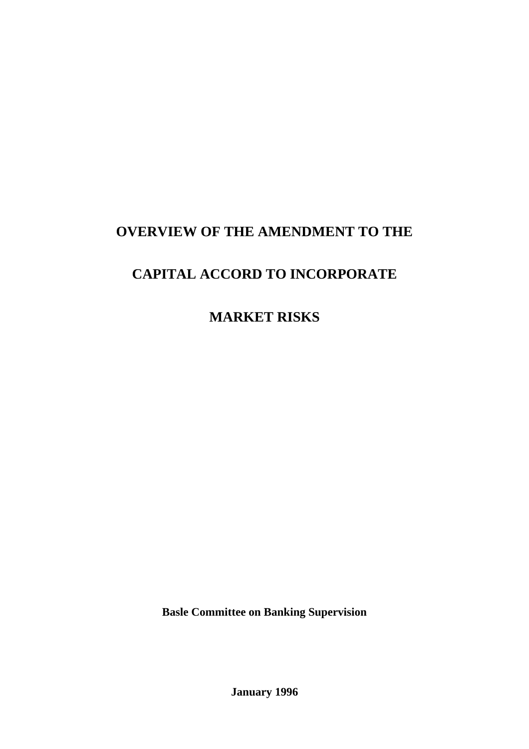# OVERVIEW OF THE AMENDMENT TO THE CAPITAL ACCORD TO INCORPORATE MARKET RISKS

**Basle Committee on Banking Supervision**

**January 1996**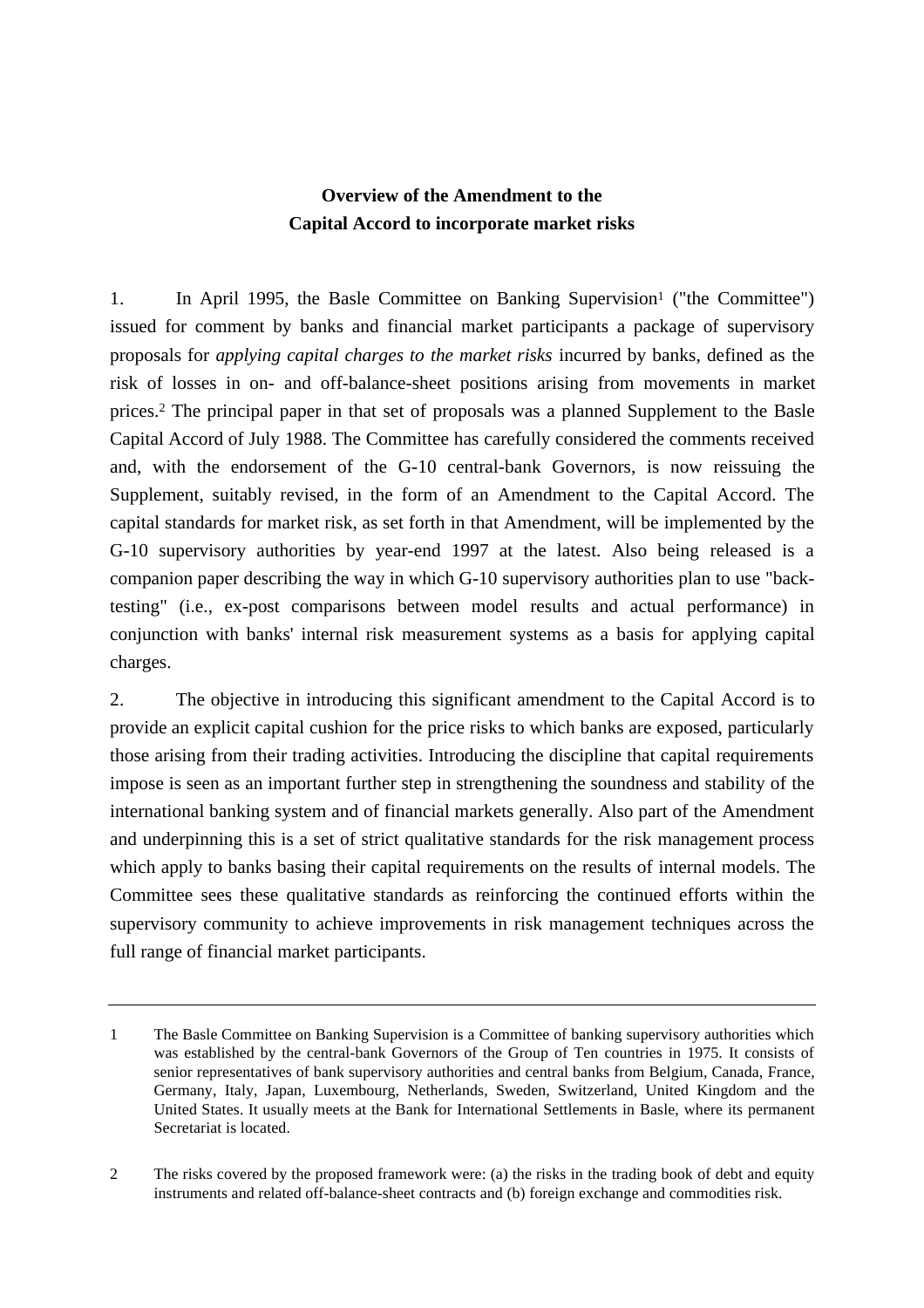## Overview of the Amendment to the Capital Accord to incorporate market risks

1. In April 1995, the Basle Committee on Banking Supervision[1] ("the Committee") issued for comment by banks and financial market participants a package of supervisory proposals for *applying capital charges to the market risks* incurred by banks, defined as the risk of losses in on- and off-balance-sheet positions arising from movements in market prices.[2] The principal paper in that set of proposals was a planned Supplement to the Basle Capital Accord of July 1988. The Committee has carefully considered the comments received and, with the endorsement of the G-10 central-bank Governors, is now reissuing the Supplement, suitably revised, in the form of an Amendment to the Capital Accord. The capital standards for market risk, as set forth in that Amendment, will be implemented by the G-10 supervisory authorities by year-end 1997 at the latest. Also being released is a companion paper describing the way in which G-10 supervisory authorities plan to use "back-testing" (i.e., ex-post comparisons between model results and actual performance) in conjunction with banks' internal risk measurement systems as a basis for applying capital charges.

2. The objective in introducing this significant amendment to the Capital Accord is to provide an explicit capital cushion for the price risks to which banks are exposed, particularly those arising from their trading activities. Introducing the discipline that capital requirements impose is seen as an important further step in strengthening the soundness and stability of the international banking system and of financial markets generally. Also part of the Amendment and underpinning this is a set of strict qualitative standards for the risk management process which apply to banks basing their capital requirements on the results of internal models. The Committee sees these qualitative standards as reinforcing the continued efforts within the supervisory community to achieve improvements in risk management techniques across the full range of financial market participants.

---

1 The Basle Committee on Banking Supervision is a Committee of banking supervisory authorities which was established by the central-bank Governors of the Group of Ten countries in 1975. It consists of senior representatives of bank supervisory authorities and central banks from Belgium, Canada, France, Germany, Italy, Japan, Luxembourg, Netherlands, Sweden, Switzerland, United Kingdom and the United States. It usually meets at the Bank for International Settlements in Basle, where its permanent Secretariat is located.

2 The risks covered by the proposed framework were: (a) the risks in the trading book of debt and equity instruments and related off-balance-sheet contracts and (b) foreign exchange and commodities risk.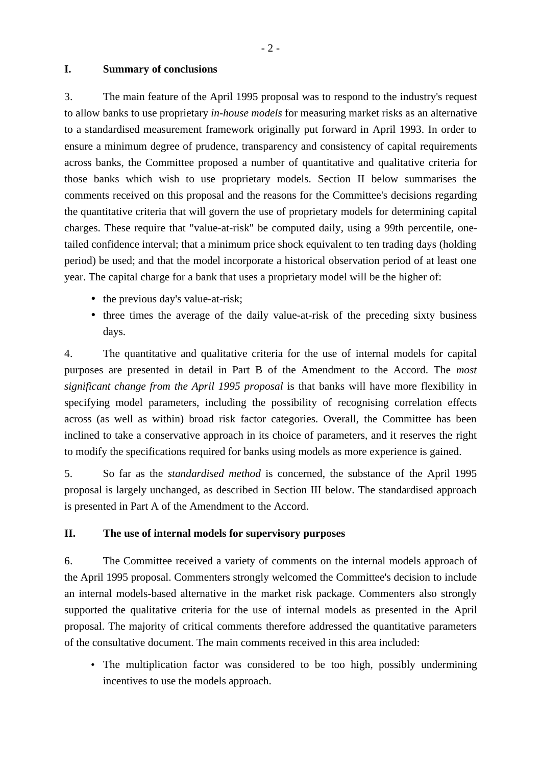## I. Summary of conclusions

3. The main feature of the April 1995 proposal was to respond to the industry's request to allow banks to use proprietary *in-house models* for measuring market risks as an alternative to a standardised measurement framework originally put forward in April 1993. In order to ensure a minimum degree of prudence, transparency and consistency of capital requirements across banks, the Committee proposed a number of quantitative and qualitative criteria for those banks which wish to use proprietary models. Section II below summarises the comments received on this proposal and the reasons for the Committee's decisions regarding the quantitative criteria that will govern the use of proprietary models for determining capital charges. These require that "value-at-risk" be computed daily, using a 99th percentile, one-tailed confidence interval; that a minimum price shock equivalent to ten trading days (holding period) be used; and that the model incorporate a historical observation period of at least one year. The capital charge for a bank that uses a proprietary model will be the higher of:

- the previous day's value-at-risk;
- three times the average of the daily value-at-risk of the preceding sixty business days.

4. The quantitative and qualitative criteria for the use of internal models for capital purposes are presented in detail in Part B of the Amendment to the Accord. The *most significant change from the April 1995 proposal* is that banks will have more flexibility in specifying model parameters, including the possibility of recognising correlation effects across (as well as within) broad risk factor categories. Overall, the Committee has been inclined to take a conservative approach in its choice of parameters, and it reserves the right to modify the specifications required for banks using models as more experience is gained.

5. So far as the *standardised method* is concerned, the substance of the April 1995 proposal is largely unchanged, as described in Section III below. The standardised approach is presented in Part A of the Amendment to the Accord.

## II. The use of internal models for supervisory purposes

6. The Committee received a variety of comments on the internal models approach of the April 1995 proposal. Commenters strongly welcomed the Committee's decision to include an internal models-based alternative in the market risk package. Commenters also strongly supported the qualitative criteria for the use of internal models as presented in the April proposal. The majority of critical comments therefore addressed the quantitative parameters of the consultative document. The main comments received in this area included:

- The multiplication factor was considered to be too high, possibly undermining incentives to use the models approach.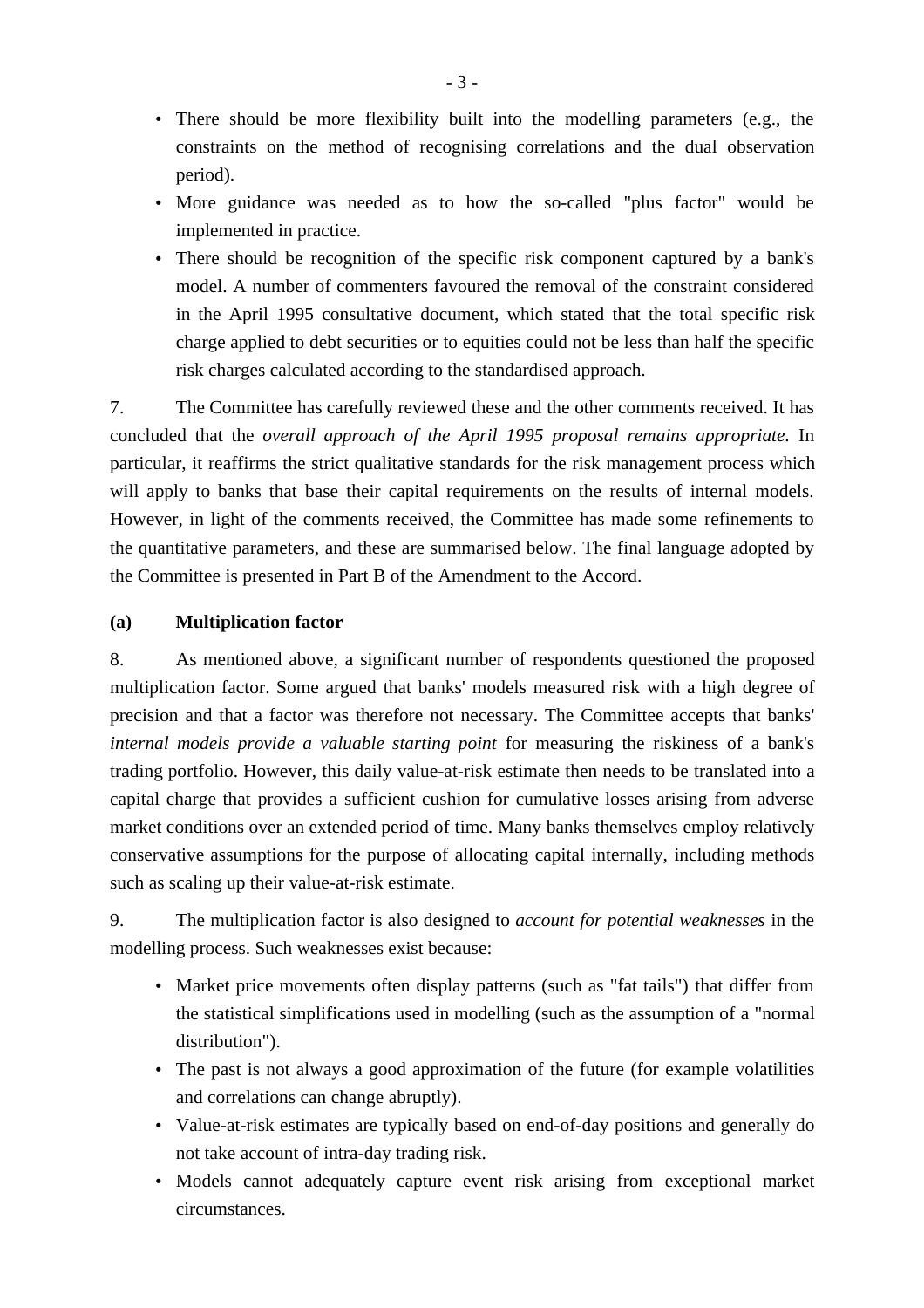- There should be more flexibility built into the modelling parameters (e.g., the constraints on the method of recognising correlations and the dual observation period).
- More guidance was needed as to how the so-called "plus factor" would be implemented in practice.
- There should be recognition of the specific risk component captured by a bank's model. A number of commenters favoured the removal of the constraint considered in the April 1995 consultative document, which stated that the total specific risk charge applied to debt securities or to equities could not be less than half the specific risk charges calculated according to the standardised approach.

7. The Committee has carefully reviewed these and the other comments received. It has concluded that the *overall approach of the April 1995 proposal remains appropriate*. In particular, it reaffirms the strict qualitative standards for the risk management process which will apply to banks that base their capital requirements on the results of internal models. However, in light of the comments received, the Committee has made some refinements to the quantitative parameters, and these are summarised below. The final language adopted by the Committee is presented in Part B of the Amendment to the Accord.

**(a) Multiplication factor**

8. As mentioned above, a significant number of respondents questioned the proposed multiplication factor. Some argued that banks' models measured risk with a high degree of precision and that a factor was therefore not necessary. The Committee accepts that banks' *internal models provide a valuable starting point* for measuring the riskiness of a bank's trading portfolio. However, this daily value-at-risk estimate then needs to be translated into a capital charge that provides a sufficient cushion for cumulative losses arising from adverse market conditions over an extended period of time. Many banks themselves employ relatively conservative assumptions for the purpose of allocating capital internally, including methods such as scaling up their value-at-risk estimate.

9. The multiplication factor is also designed to *account for potential weaknesses* in the modelling process. Such weaknesses exist because:

- Market price movements often display patterns (such as "fat tails") that differ from the statistical simplifications used in modelling (such as the assumption of a "normal distribution").
- The past is not always a good approximation of the future (for example volatilities and correlations can change abruptly).
- Value-at-risk estimates are typically based on end-of-day positions and generally do not take account of intra-day trading risk.
- Models cannot adequately capture event risk arising from exceptional market circumstances.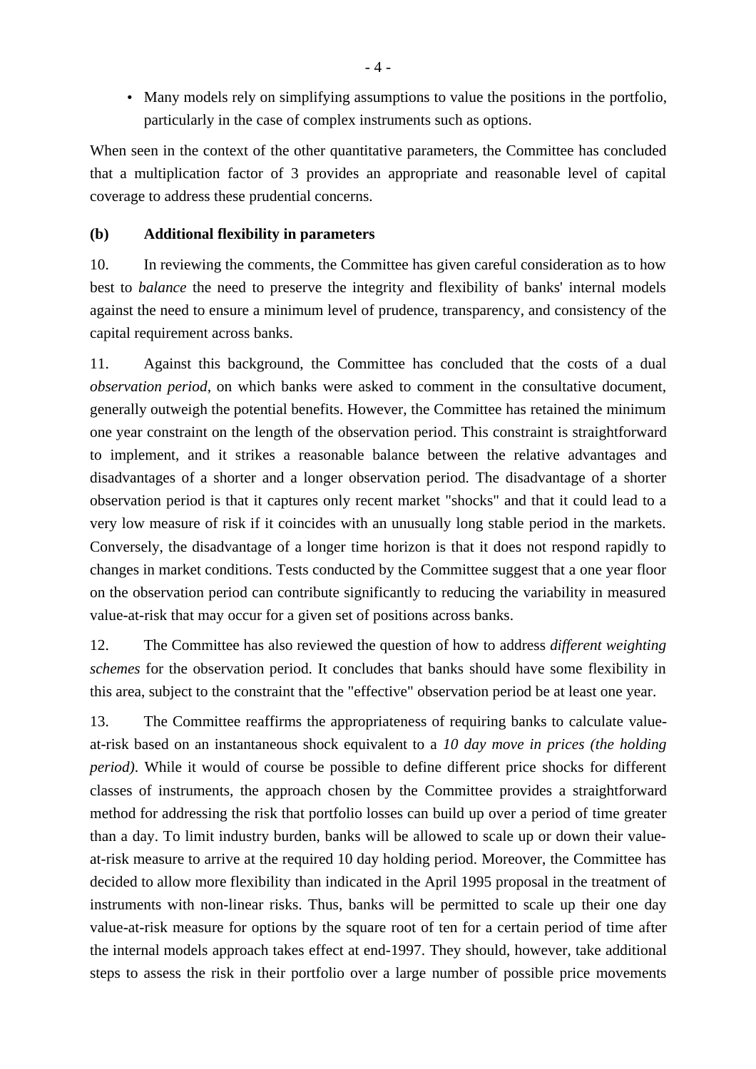- Many models rely on simplifying assumptions to value the positions in the portfolio, particularly in the case of complex instruments such as options.

When seen in the context of the other quantitative parameters, the Committee has concluded that a multiplication factor of 3 provides an appropriate and reasonable level of capital coverage to address these prudential concerns.

**(b) Additional flexibility in parameters**

10. In reviewing the comments, the Committee has given careful consideration as to how best to *balance* the need to preserve the integrity and flexibility of banks' internal models against the need to ensure a minimum level of prudence, transparency, and consistency of the capital requirement across banks.

11. Against this background, the Committee has concluded that the costs of a dual *observation period*, on which banks were asked to comment in the consultative document, generally outweigh the potential benefits. However, the Committee has retained the minimum one year constraint on the length of the observation period. This constraint is straightforward to implement, and it strikes a reasonable balance between the relative advantages and disadvantages of a shorter and a longer observation period. The disadvantage of a shorter observation period is that it captures only recent market "shocks" and that it could lead to a very low measure of risk if it coincides with an unusually long stable period in the markets. Conversely, the disadvantage of a longer time horizon is that it does not respond rapidly to changes in market conditions. Tests conducted by the Committee suggest that a one year floor on the observation period can contribute significantly to reducing the variability in measured value-at-risk that may occur for a given set of positions across banks.

12. The Committee has also reviewed the question of how to address *different weighting schemes* for the observation period. It concludes that banks should have some flexibility in this area, subject to the constraint that the "effective" observation period be at least one year.

13. The Committee reaffirms the appropriateness of requiring banks to calculate value-at-risk based on an instantaneous shock equivalent to a *10 day move in prices (the holding period)*. While it would of course be possible to define different price shocks for different classes of instruments, the approach chosen by the Committee provides a straightforward method for addressing the risk that portfolio losses can build up over a period of time greater than a day. To limit industry burden, banks will be allowed to scale up or down their value-at-risk measure to arrive at the required 10 day holding period. Moreover, the Committee has decided to allow more flexibility than indicated in the April 1995 proposal in the treatment of instruments with non-linear risks. Thus, banks will be permitted to scale up their one day value-at-risk measure for options by the square root of ten for a certain period of time after the internal models approach takes effect at end-1997. They should, however, take additional steps to assess the risk in their portfolio over a large number of possible price movements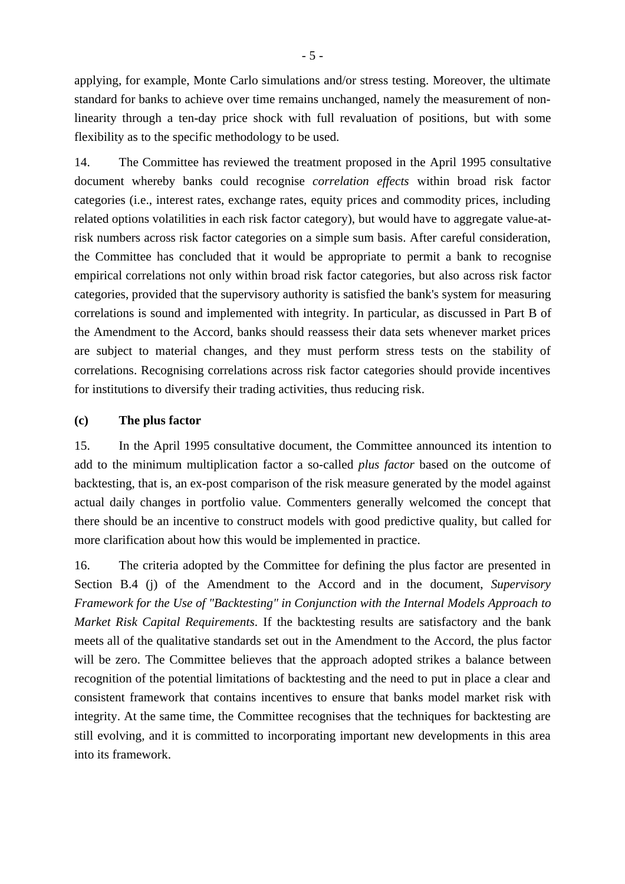applying, for example, Monte Carlo simulations and/or stress testing. Moreover, the ultimate standard for banks to achieve over time remains unchanged, namely the measurement of non-linearity through a ten-day price shock with full revaluation of positions, but with some flexibility as to the specific methodology to be used.

14. The Committee has reviewed the treatment proposed in the April 1995 consultative document whereby banks could recognise *correlation effects* within broad risk factor categories (i.e., interest rates, exchange rates, equity prices and commodity prices, including related options volatilities in each risk factor category), but would have to aggregate value-at-risk numbers across risk factor categories on a simple sum basis. After careful consideration, the Committee has concluded that it would be appropriate to permit a bank to recognise empirical correlations not only within broad risk factor categories, but also across risk factor categories, provided that the supervisory authority is satisfied the bank's system for measuring correlations is sound and implemented with integrity. In particular, as discussed in Part B of the Amendment to the Accord, banks should reassess their data sets whenever market prices are subject to material changes, and they must perform stress tests on the stability of correlations. Recognising correlations across risk factor categories should provide incentives for institutions to diversify their trading activities, thus reducing risk.

### (c) The plus factor

15. In the April 1995 consultative document, the Committee announced its intention to add to the minimum multiplication factor a so-called *plus factor* based on the outcome of backtesting, that is, an ex-post comparison of the risk measure generated by the model against actual daily changes in portfolio value. Commenters generally welcomed the concept that there should be an incentive to construct models with good predictive quality, but called for more clarification about how this would be implemented in practice.

16. The criteria adopted by the Committee for defining the plus factor are presented in Section B.4 (j) of the Amendment to the Accord and in the document, *Supervisory Framework for the Use of "Backtesting" in Conjunction with the Internal Models Approach to Market Risk Capital Requirements*. If the backtesting results are satisfactory and the bank meets all of the qualitative standards set out in the Amendment to the Accord, the plus factor will be zero. The Committee believes that the approach adopted strikes a balance between recognition of the potential limitations of backtesting and the need to put in place a clear and consistent framework that contains incentives to ensure that banks model market risk with integrity. At the same time, the Committee recognises that the techniques for backtesting are still evolving, and it is committed to incorporating important new developments in this area into its framework.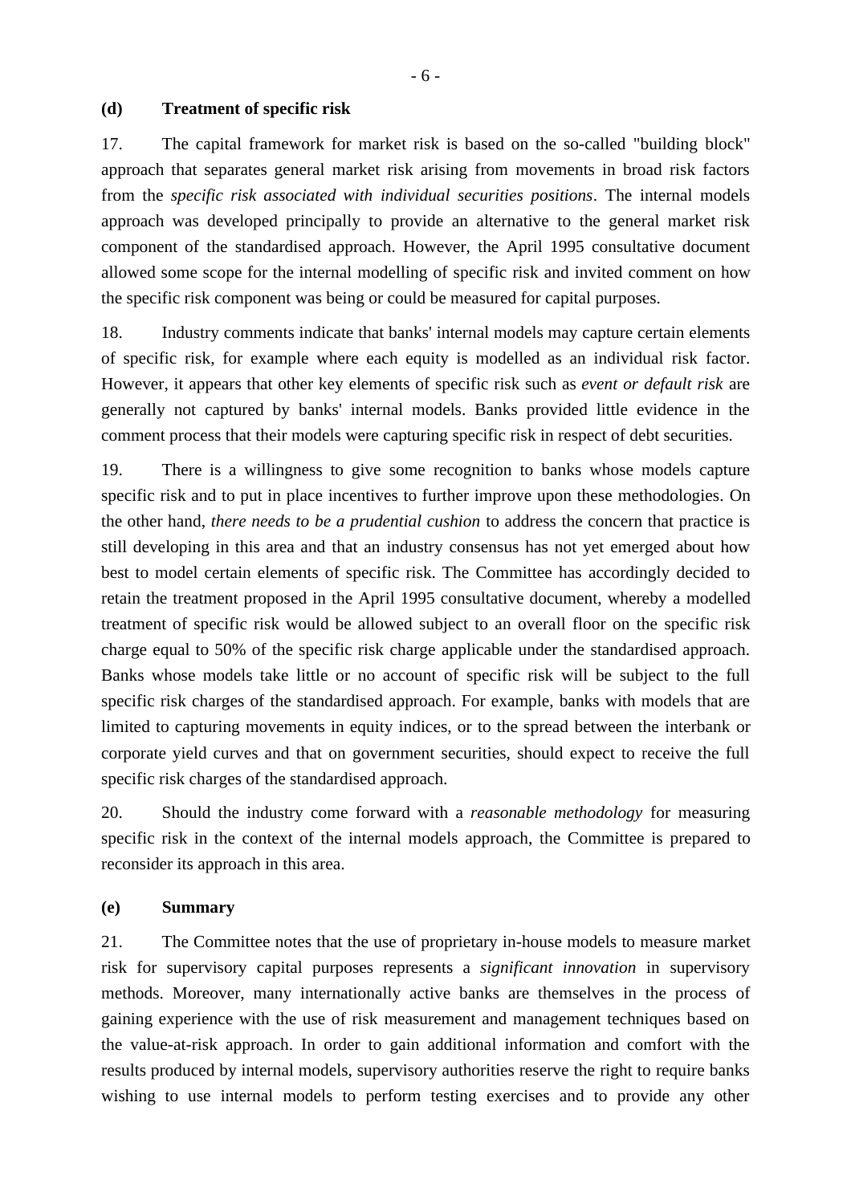### (d) Treatment of specific risk

17. The capital framework for market risk is based on the so-called "building block" approach that separates general market risk arising from movements in broad risk factors from the *specific risk associated with individual securities positions*. The internal models approach was developed principally to provide an alternative to the general market risk component of the standardised approach. However, the April 1995 consultative document allowed some scope for the internal modelling of specific risk and invited comment on how the specific risk component was being or could be measured for capital purposes.

18. Industry comments indicate that banks' internal models may capture certain elements of specific risk, for example where each equity is modelled as an individual risk factor. However, it appears that other key elements of specific risk such as *event or default risk* are generally not captured by banks' internal models. Banks provided little evidence in the comment process that their models were capturing specific risk in respect of debt securities.

19. There is a willingness to give some recognition to banks whose models capture specific risk and to put in place incentives to further improve upon these methodologies. On the other hand, *there needs to be a prudential cushion* to address the concern that practice is still developing in this area and that an industry consensus has not yet emerged about how best to model certain elements of specific risk. The Committee has accordingly decided to retain the treatment proposed in the April 1995 consultative document, whereby a modelled treatment of specific risk would be allowed subject to an overall floor on the specific risk charge equal to 50% of the specific risk charge applicable under the standardised approach. Banks whose models take little or no account of specific risk will be subject to the full specific risk charges of the standardised approach. For example, banks with models that are limited to capturing movements in equity indices, or to the spread between the interbank or corporate yield curves and that on government securities, should expect to receive the full specific risk charges of the standardised approach.

20. Should the industry come forward with a *reasonable methodology* for measuring specific risk in the context of the internal models approach, the Committee is prepared to reconsider its approach in this area.

### (e) Summary

21. The Committee notes that the use of proprietary in-house models to measure market risk for supervisory capital purposes represents a *significant innovation* in supervisory methods. Moreover, many internationally active banks are themselves in the process of gaining experience with the use of risk measurement and management techniques based on the value-at-risk approach. In order to gain additional information and comfort with the results produced by internal models, supervisory authorities reserve the right to require banks wishing to use internal models to perform testing exercises and to provide any other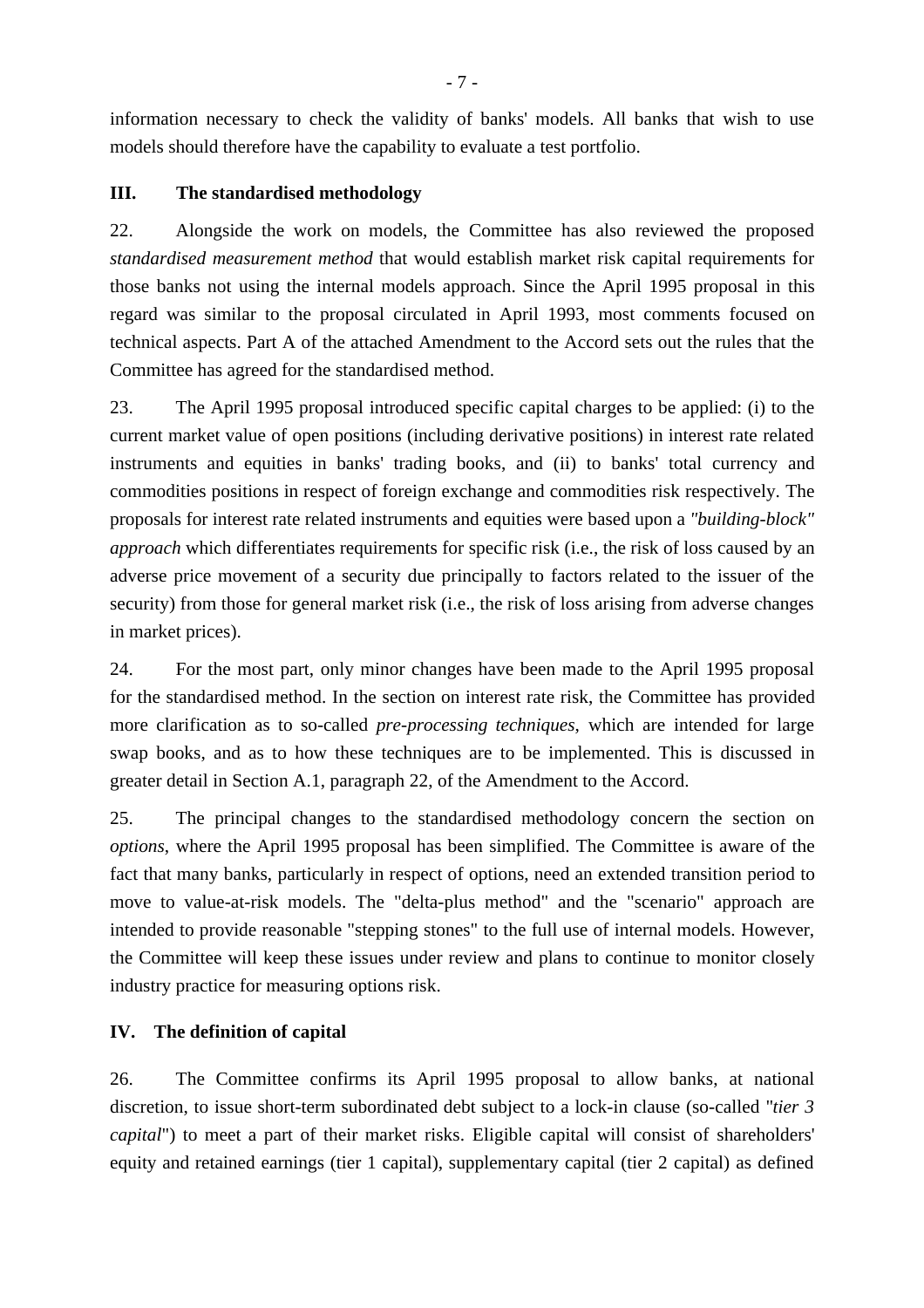information necessary to check the validity of banks' models. All banks that wish to use models should therefore have the capability to evaluate a test portfolio.

## III. The standardised methodology

22. Alongside the work on models, the Committee has also reviewed the proposed *standardised measurement method* that would establish market risk capital requirements for those banks not using the internal models approach. Since the April 1995 proposal in this regard was similar to the proposal circulated in April 1993, most comments focused on technical aspects. Part A of the attached Amendment to the Accord sets out the rules that the Committee has agreed for the standardised method.

23. The April 1995 proposal introduced specific capital charges to be applied: (i) to the current market value of open positions (including derivative positions) in interest rate related instruments and equities in banks' trading books, and (ii) to banks' total currency and commodities positions in respect of foreign exchange and commodities risk respectively. The proposals for interest rate related instruments and equities were based upon a *"building-block" approach* which differentiates requirements for specific risk (i.e., the risk of loss caused by an adverse price movement of a security due principally to factors related to the issuer of the security) from those for general market risk (i.e., the risk of loss arising from adverse changes in market prices).

24. For the most part, only minor changes have been made to the April 1995 proposal for the standardised method. In the section on interest rate risk, the Committee has provided more clarification as to so-called *pre-processing techniques*, which are intended for large swap books, and as to how these techniques are to be implemented. This is discussed in greater detail in Section A.1, paragraph 22, of the Amendment to the Accord.

25. The principal changes to the standardised methodology concern the section on *options*, where the April 1995 proposal has been simplified. The Committee is aware of the fact that many banks, particularly in respect of options, need an extended transition period to move to value-at-risk models. The "delta-plus method" and the "scenario" approach are intended to provide reasonable "stepping stones" to the full use of internal models. However, the Committee will keep these issues under review and plans to continue to monitor closely industry practice for measuring options risk.

## IV. The definition of capital

26. The Committee confirms its April 1995 proposal to allow banks, at national discretion, to issue short-term subordinated debt subject to a lock-in clause (so-called "*tier 3 capital*") to meet a part of their market risks. Eligible capital will consist of shareholders' equity and retained earnings (tier 1 capital), supplementary capital (tier 2 capital) as defined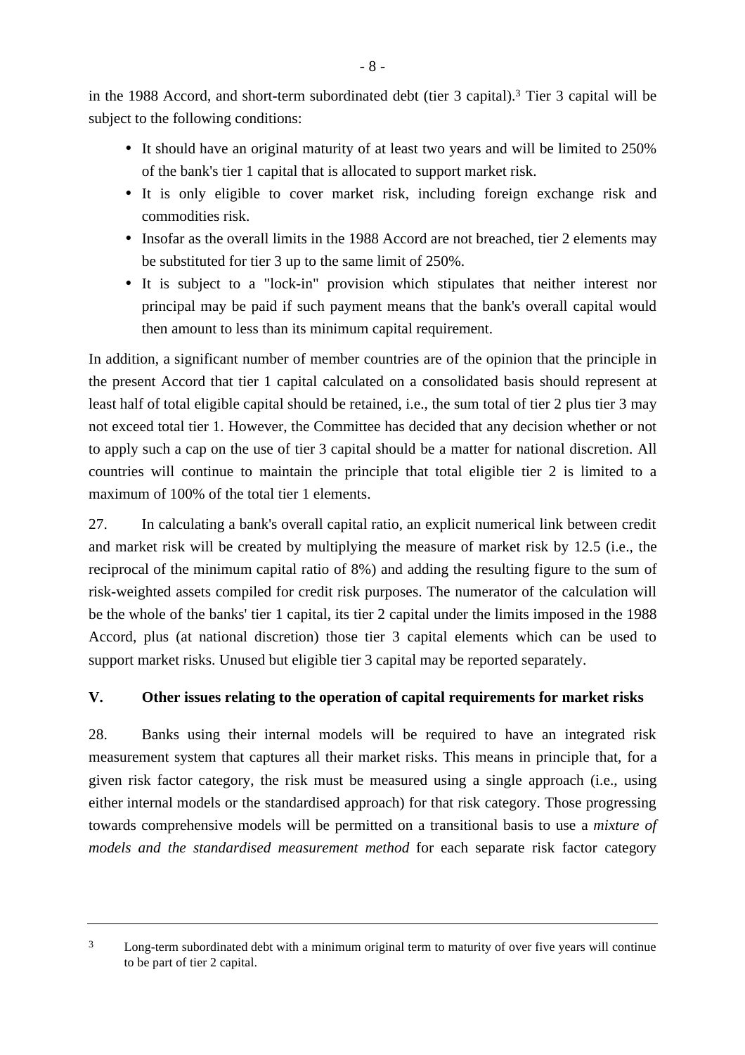in the 1988 Accord, and short-term subordinated debt (tier 3 capital).[3] Tier 3 capital will be subject to the following conditions:

- It should have an original maturity of at least two years and will be limited to 250% of the bank's tier 1 capital that is allocated to support market risk.
- It is only eligible to cover market risk, including foreign exchange risk and commodities risk.
- Insofar as the overall limits in the 1988 Accord are not breached, tier 2 elements may be substituted for tier 3 up to the same limit of 250%.
- It is subject to a "lock-in" provision which stipulates that neither interest nor principal may be paid if such payment means that the bank's overall capital would then amount to less than its minimum capital requirement.

In addition, a significant number of member countries are of the opinion that the principle in the present Accord that tier 1 capital calculated on a consolidated basis should represent at least half of total eligible capital should be retained, i.e., the sum total of tier 2 plus tier 3 may not exceed total tier 1. However, the Committee has decided that any decision whether or not to apply such a cap on the use of tier 3 capital should be a matter for national discretion. All countries will continue to maintain the principle that total eligible tier 2 is limited to a maximum of 100% of the total tier 1 elements.

27. In calculating a bank's overall capital ratio, an explicit numerical link between credit and market risk will be created by multiplying the measure of market risk by 12.5 (i.e., the reciprocal of the minimum capital ratio of 8%) and adding the resulting figure to the sum of risk-weighted assets compiled for credit risk purposes. The numerator of the calculation will be the whole of the banks' tier 1 capital, its tier 2 capital under the limits imposed in the 1988 Accord, plus (at national discretion) those tier 3 capital elements which can be used to support market risks. Unused but eligible tier 3 capital may be reported separately.

## V. Other issues relating to the operation of capital requirements for market risks

28. Banks using their internal models will be required to have an integrated risk measurement system that captures all their market risks. This means in principle that, for a given risk factor category, the risk must be measured using a single approach (i.e., using either internal models or the standardised approach) for that risk category. Those progressing towards comprehensive models will be permitted on a transitional basis to use a *mixture of models and the standardised measurement method* for each separate risk factor category

---

[3] Long-term subordinated debt with a minimum original term to maturity of over five years will continue to be part of tier 2 capital.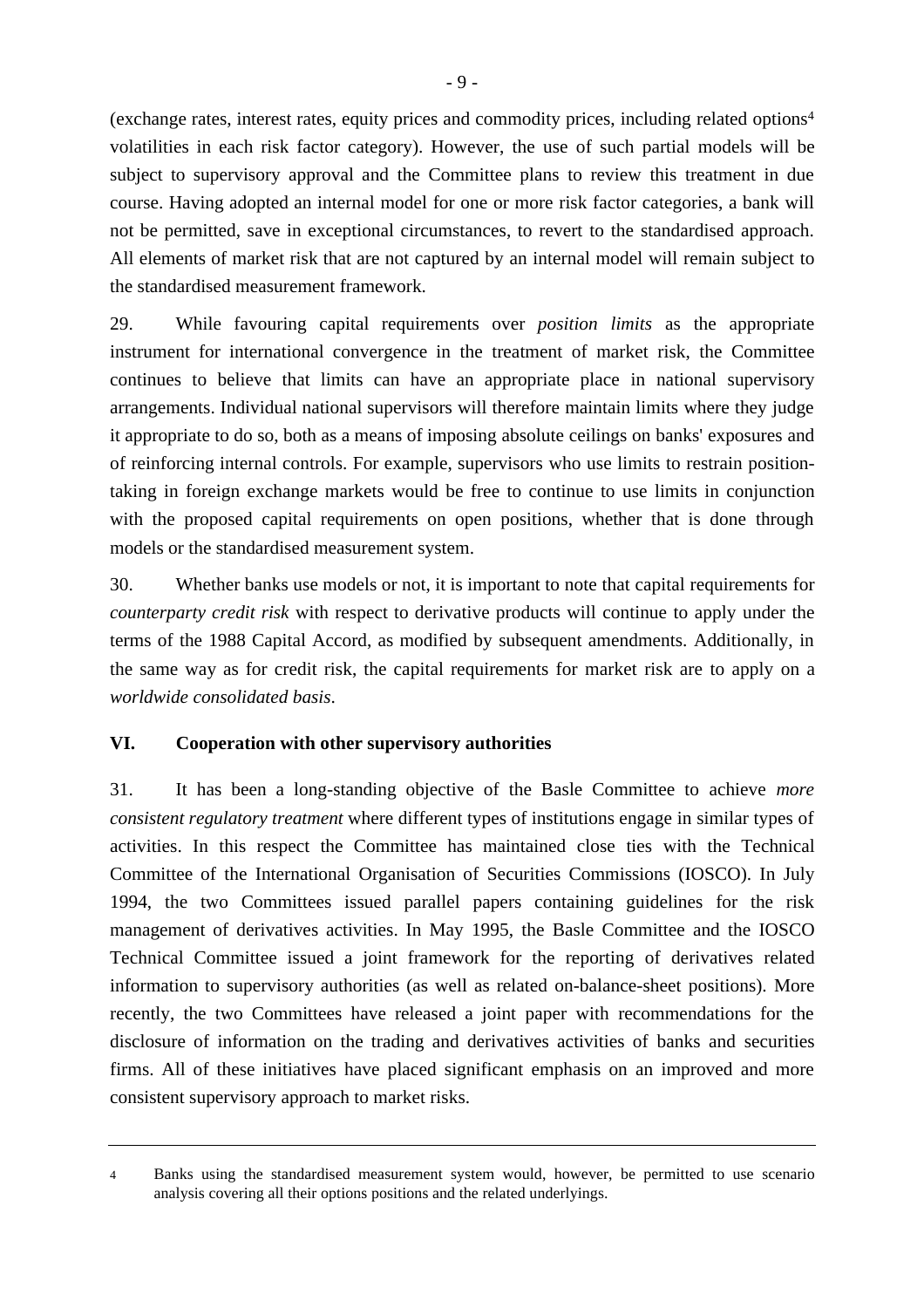(exchange rates, interest rates, equity prices and commodity prices, including related options[4] volatilities in each risk factor category). However, the use of such partial models will be subject to supervisory approval and the Committee plans to review this treatment in due course. Having adopted an internal model for one or more risk factor categories, a bank will not be permitted, save in exceptional circumstances, to revert to the standardised approach. All elements of market risk that are not captured by an internal model will remain subject to the standardised measurement framework.

29. While favouring capital requirements over *position limits* as the appropriate instrument for international convergence in the treatment of market risk, the Committee continues to believe that limits can have an appropriate place in national supervisory arrangements. Individual national supervisors will therefore maintain limits where they judge it appropriate to do so, both as a means of imposing absolute ceilings on banks' exposures and of reinforcing internal controls. For example, supervisors who use limits to restrain position-taking in foreign exchange markets would be free to continue to use limits in conjunction with the proposed capital requirements on open positions, whether that is done through models or the standardised measurement system.

30. Whether banks use models or not, it is important to note that capital requirements for *counterparty credit risk* with respect to derivative products will continue to apply under the terms of the 1988 Capital Accord, as modified by subsequent amendments. Additionally, in the same way as for credit risk, the capital requirements for market risk are to apply on a *worldwide consolidated basis*.

## VI. Cooperation with other supervisory authorities

31. It has been a long-standing objective of the Basle Committee to achieve *more consistent regulatory treatment* where different types of institutions engage in similar types of activities. In this respect the Committee has maintained close ties with the Technical Committee of the International Organisation of Securities Commissions (IOSCO). In July 1994, the two Committees issued parallel papers containing guidelines for the risk management of derivatives activities. In May 1995, the Basle Committee and the IOSCO Technical Committee issued a joint framework for the reporting of derivatives related information to supervisory authorities (as well as related on-balance-sheet positions). More recently, the two Committees have released a joint paper with recommendations for the disclosure of information on the trading and derivatives activities of banks and securities firms. All of these initiatives have placed significant emphasis on an improved and more consistent supervisory approach to market risks.

---

[4] Banks using the standardised measurement system would, however, be permitted to use scenario analysis covering all their options positions and the related underlyings.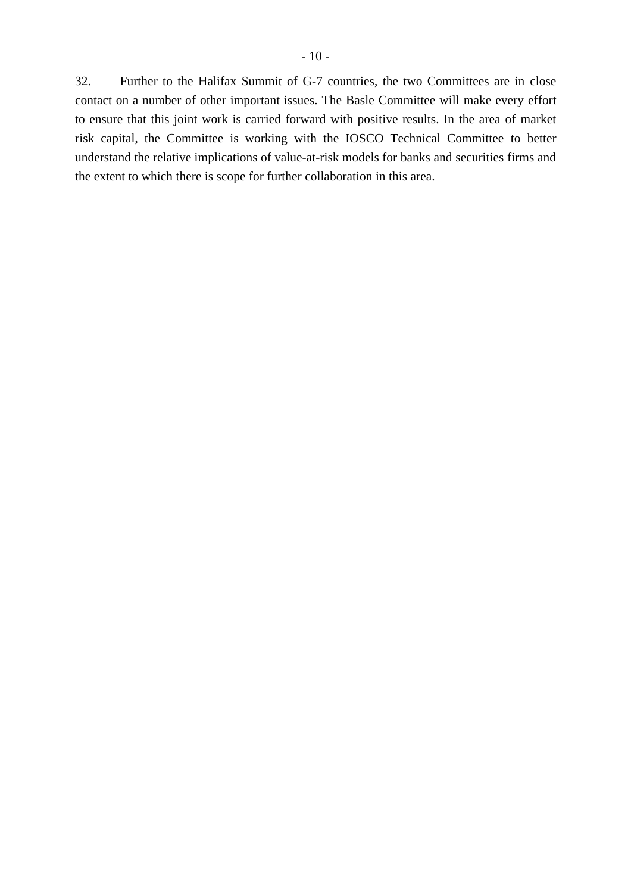32. Further to the Halifax Summit of G-7 countries, the two Committees are in close contact on a number of other important issues. The Basle Committee will make every effort to ensure that this joint work is carried forward with positive results. In the area of market risk capital, the Committee is working with the IOSCO Technical Committee to better understand the relative implications of value-at-risk models for banks and securities firms and the extent to which there is scope for further collaboration in this area.